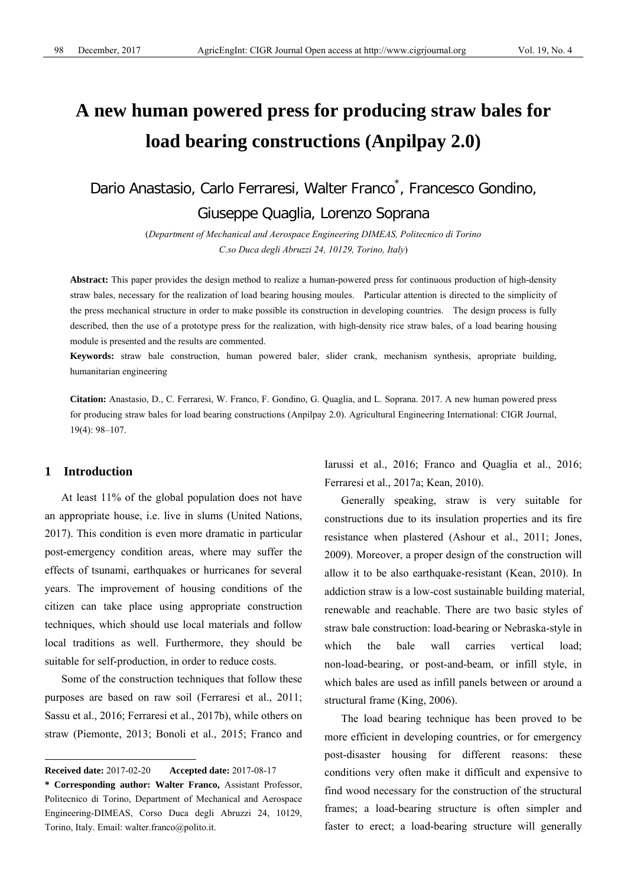# A new human powered press for producing straw bales for load bearing constructions (Anpilpay 2.0)

Dario Anastasio, Carlo Ferraresi, Walter Franco*, Francesco Gondino, Giuseppe Quaglia, Lorenzo Soprana

(*Department of Mechanical and Aerospace Engineering DIMEAS, Politecnico di Torino C.so Duca degli Abruzzi 24, 10129, Torino, Italy*)

**Abstract:** This paper provides the design method to realize a human-powered press for continuous production of high-density straw bales, necessary for the realization of load bearing housing moules. Particular attention is directed to the simplicity of the press mechanical structure in order to make possible its construction in developing countries. The design process is fully described, then the use of a prototype press for the realization, with high-density rice straw bales, of a load bearing housing module is presented and the results are commented.

**Keywords:** straw bale construction, human powered baler, slider crank, mechanism synthesis, apropriate building, humanitarian engineering

**Citation:** Anastasio, D., C. Ferraresi, W. Franco, F. Gondino, G. Quaglia, and L. Soprana. 2017. A new human powered press for producing straw bales for load bearing constructions (Anpilpay 2.0). Agricultural Engineering International: CIGR Journal, 19(4): 98–107.

## 1 Introduction

At least 11% of the global population does not have an appropriate house, i.e. live in slums (United Nations, 2017). This condition is even more dramatic in particular post-emergency condition areas, where may suffer the effects of tsunami, earthquakes or hurricanes for several years. The improvement of housing conditions of the citizen can take place using appropriate construction techniques, which should use local materials and follow local traditions as well. Furthermore, they should be suitable for self-production, in order to reduce costs.

Some of the construction techniques that follow these purposes are based on raw soil (Ferraresi et al., 2011; Sassu et al., 2016; Ferraresi et al., 2017b), while others on straw (Piemonte, 2013; Bonoli et al., 2015; Franco and Iarussi et al., 2016; Franco and Quaglia et al., 2016; Ferraresi et al., 2017a; Kean, 2010).

Generally speaking, straw is very suitable for constructions due to its insulation properties and its fire resistance when plastered (Ashour et al., 2011; Jones, 2009). Moreover, a proper design of the construction will allow it to be also earthquake-resistant (Kean, 2010). In addiction straw is a low-cost sustainable building material, renewable and reachable. There are two basic styles of straw bale construction: load-bearing or Nebraska-style in which the bale wall carries vertical load; non-load-bearing, or post-and-beam, or infill style, in which bales are used as infill panels between or around a structural frame (King, 2006).

The load bearing technique has been proved to be more efficient in developing countries, or for emergency post-disaster housing for different reasons: these conditions very often make it difficult and expensive to find wood necessary for the construction of the structural frames; a load-bearing structure is often simpler and faster to erect; a load-bearing structure will generally

---

**Received date:** 2017-02-20 **Accepted date:** 2017-08-17

**\* Corresponding author: Walter Franco,** Assistant Professor, Politecnico di Torino, Department of Mechanical and Aerospace Engineering-DIMEAS, Corso Duca degli Abruzzi 24, 10129, Torino, Italy. Email: walter.franco@polito.it.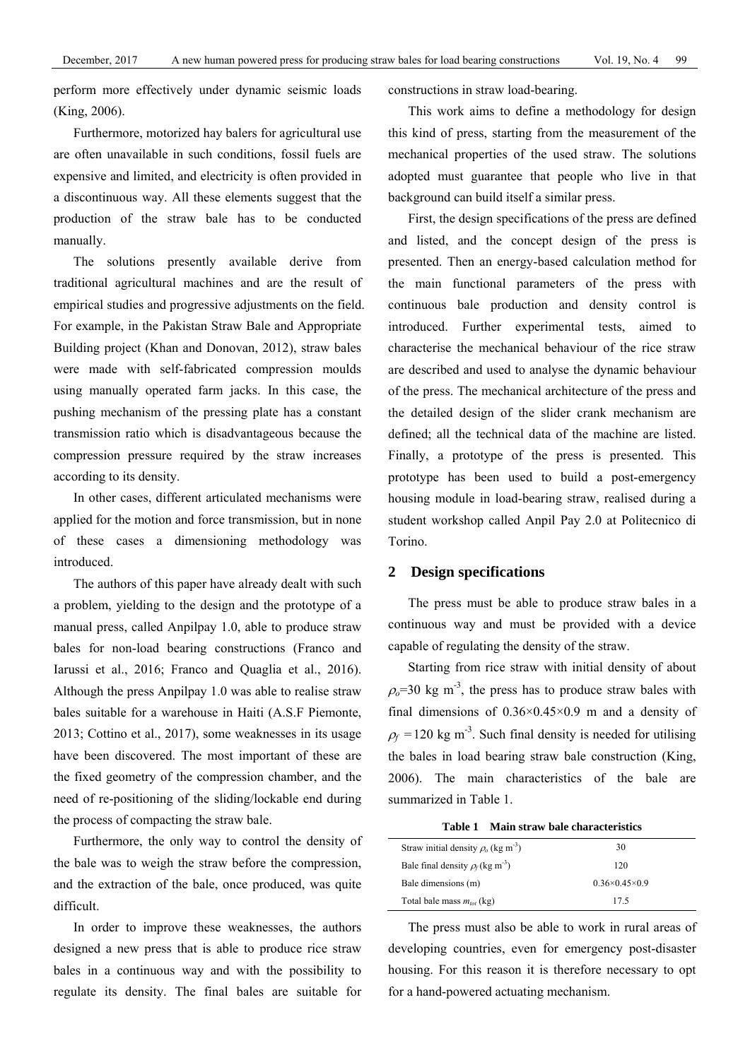perform more effectively under dynamic seismic loads (King, 2006).

Furthermore, motorized hay balers for agricultural use are often unavailable in such conditions, fossil fuels are expensive and limited, and electricity is often provided in a discontinuous way. All these elements suggest that the production of the straw bale has to be conducted manually.

The solutions presently available derive from traditional agricultural machines and are the result of empirical studies and progressive adjustments on the field. For example, in the Pakistan Straw Bale and Appropriate Building project (Khan and Donovan, 2012), straw bales were made with self-fabricated compression moulds using manually operated farm jacks. In this case, the pushing mechanism of the pressing plate has a constant transmission ratio which is disadvantageous because the compression pressure required by the straw increases according to its density.

In other cases, different articulated mechanisms were applied for the motion and force transmission, but in none of these cases a dimensioning methodology was introduced.

The authors of this paper have already dealt with such a problem, yielding to the design and the prototype of a manual press, called Anpilpay 1.0, able to produce straw bales for non-load bearing constructions (Franco and Iarussi et al., 2016; Franco and Quaglia et al., 2016). Although the press Anpilpay 1.0 was able to realise straw bales suitable for a warehouse in Haiti (A.S.F Piemonte, 2013; Cottino et al., 2017), some weaknesses in its usage have been discovered. The most important of these are the fixed geometry of the compression chamber, and the need of re-positioning of the sliding/lockable end during the process of compacting the straw bale.

Furthermore, the only way to control the density of the bale was to weigh the straw before the compression, and the extraction of the bale, once produced, was quite difficult.

In order to improve these weaknesses, the authors designed a new press that is able to produce rice straw bales in a continuous way and with the possibility to regulate its density. The final bales are suitable for constructions in straw load-bearing.

This work aims to define a methodology for design this kind of press, starting from the measurement of the mechanical properties of the used straw. The solutions adopted must guarantee that people who live in that background can build itself a similar press.

First, the design specifications of the press are defined and listed, and the concept design of the press is presented. Then an energy-based calculation method for the main functional parameters of the press with continuous bale production and density control is introduced. Further experimental tests, aimed to characterise the mechanical behaviour of the rice straw are described and used to analyse the dynamic behaviour of the press. The mechanical architecture of the press and the detailed design of the slider crank mechanism are defined; all the technical data of the machine are listed. Finally, a prototype of the press is presented. This prototype has been used to build a post-emergency housing module in load-bearing straw, realised during a student workshop called Anpil Pay 2.0 at Politecnico di Torino.

## 2 Design specifications

The press must be able to produce straw bales in a continuous way and must be provided with a device capable of regulating the density of the straw.

Starting from rice straw with initial density of about $\rho_o$=30 kg m$^{-3}$, the press has to produce straw bales with final dimensions of 0.36×0.45×0.9 m and a density of $\rho_f$ =120 kg m$^{-3}$. Such final density is needed for utilising the bales in load bearing straw bale construction (King, 2006). The main characteristics of the bale are summarized in Table 1.

**Table 1 Main straw bale characteristics**

| | |
|---|---|
| Straw initial density $\rho_o$ (kg m$^{-3}$) | 30 |
| Bale final density $\rho_f$ (kg m$^{-3}$) | 120 |
| Bale dimensions (m) | 0.36×0.45×0.9 |
| Total bale mass $m_{tot}$ (kg) | 17.5 |

The press must also be able to work in rural areas of developing countries, even for emergency post-disaster housing. For this reason it is therefore necessary to opt for a hand-powered actuating mechanism.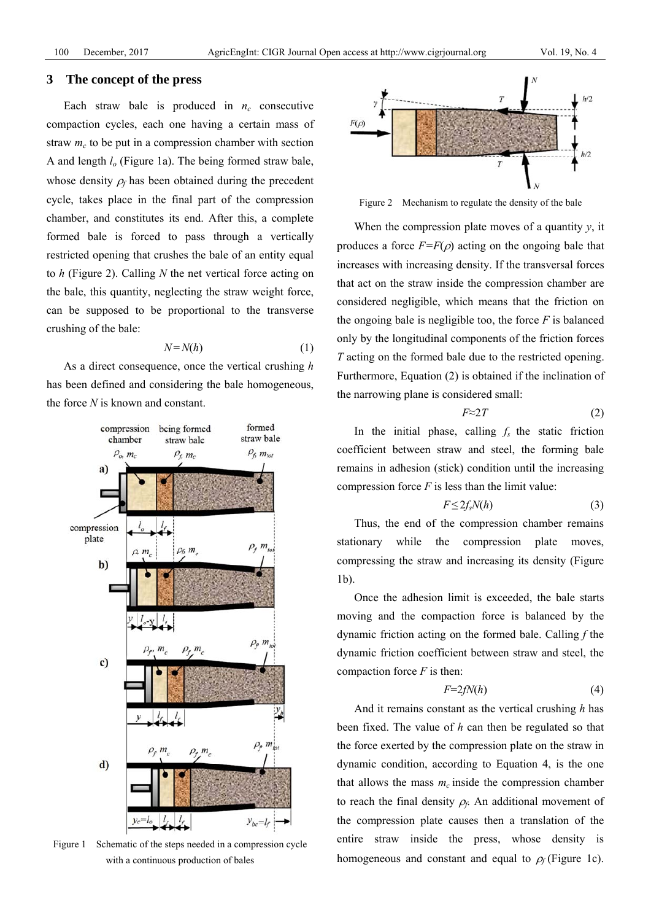## 3 The concept of the press

Each straw bale is produced in $n_c$ consecutive compaction cycles, each one having a certain mass of straw $m_c$ to be put in a compression chamber with section A and length $l_o$ (Figure 1a). The being formed straw bale, whose density $\rho_f$ has been obtained during the precedent cycle, takes place in the final part of the compression chamber, and constitutes its end. After this, a complete formed bale is forced to pass through a vertically restricted opening that crushes the bale of an entity equal to $h$ (Figure 2). Calling $N$ the net vertical force acting on the bale, this quantity, neglecting the straw weight force, can be supposed to be proportional to the transverse crushing of the bale:

$$N = N(h) \tag{1}$$

As a direct consequence, once the vertical crushing $h$ has been defined and considering the bale homogeneous, the force $N$ is known and constant.

Figure 1 Schematic of the steps needed in a compression cycle with a continuous production of bales

Figure 2 Mechanism to regulate the density of the bale

When the compression plate moves of a quantity $y$, it produces a force $F=F(\rho)$ acting on the ongoing bale that increases with increasing density. If the transversal forces that act on the straw inside the compression chamber are considered negligible, which means that the friction on the ongoing bale is negligible too, the force $F$ is balanced only by the longitudinal components of the friction forces $T$ acting on the formed bale due to the restricted opening. Furthermore, Equation (2) is obtained if the inclination of the narrowing plane is considered small:

$$F \approx 2T \tag{2}$$

In the initial phase, calling $f_s$ the static friction coefficient between straw and steel, the forming bale remains in adhesion (stick) condition until the increasing compression force $F$ is less than the limit value:

$$F \leq 2f_s N(h) \tag{3}$$

Thus, the end of the compression chamber remains stationary while the compression plate moves, compressing the straw and increasing its density (Figure 1b).

Once the adhesion limit is exceeded, the bale starts moving and the compaction force is balanced by the dynamic friction acting on the formed bale. Calling $f$ the dynamic friction coefficient between straw and steel, the compaction force $F$ is then:

$$F = 2fN(h) \tag{4}$$

And it remains constant as the vertical crushing $h$ has been fixed. The value of $h$ can then be regulated so that the force exerted by the compression plate on the straw in dynamic condition, according to Equation 4, is the one that allows the mass $m_c$ inside the compression chamber to reach the final density $\rho_f$. An additional movement of the compression plate causes then a translation of the entire straw inside the press, whose density is homogeneous and constant and equal to $\rho_f$ (Figure 1c).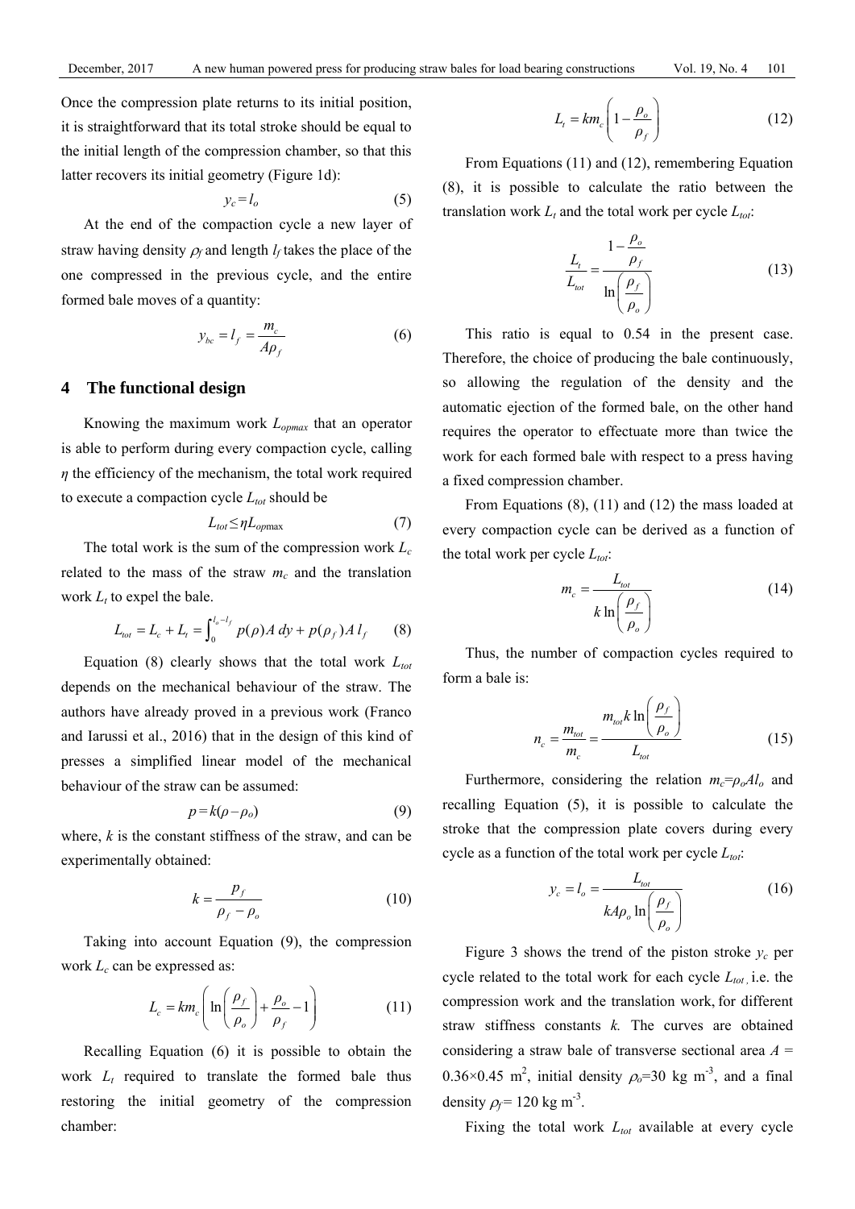Once the compression plate returns to its initial position, it is straightforward that its total stroke should be equal to the initial length of the compression chamber, so that this latter recovers its initial geometry (Figure 1d):

$$y_c = l_o \tag{5}$$

At the end of the compaction cycle a new layer of straw having density $\rho_f$ and length $l_f$ takes the place of the one compressed in the previous cycle, and the entire formed bale moves of a quantity:

$$y_{bc} = l_f = \frac{m_c}{A\rho_f} \tag{6}$$

## 4 The functional design

Knowing the maximum work $L_{opmax}$ that an operator is able to perform during every compaction cycle, calling $\eta$ the efficiency of the mechanism, the total work required to execute a compaction cycle $L_{tot}$ should be

$$L_{tot} \leq \eta L_{op\max} \tag{7}$$

The total work is the sum of the compression work $L_c$ related to the mass of the straw $m_c$ and the translation work $L_t$ to expel the bale.

$$L_{tot} = L_c + L_t = \int_0^{l_o - l_f} p(\rho) A\, dy + p(\rho_f) A\, l_f \tag{8}$$

Equation (8) clearly shows that the total work $L_{tot}$ depends on the mechanical behaviour of the straw. The authors have already proved in a previous work (Franco and Iarussi et al., 2016) that in the design of this kind of presses a simplified linear model of the mechanical behaviour of the straw can be assumed:

$$p = k(\rho - \rho_o) \tag{9}$$

where, $k$ is the constant stiffness of the straw, and can be experimentally obtained:

$$k = \frac{p_f}{\rho_f - \rho_o} \tag{10}$$

Taking into account Equation (9), the compression work $L_c$ can be expressed as:

$$L_c = km_c\left(\ln\left(\frac{\rho_f}{\rho_o}\right) + \frac{\rho_o}{\rho_f} - 1\right) \tag{11}$$

Recalling Equation (6) it is possible to obtain the work $L_t$ required to translate the formed bale thus restoring the initial geometry of the compression chamber:

$$L_t = km_c\left(1 - \frac{\rho_o}{\rho_f}\right) \tag{12}$$

From Equations (11) and (12), remembering Equation (8), it is possible to calculate the ratio between the translation work $L_t$ and the total work per cycle $L_{tot}$:

$$\frac{L_t}{L_{tot}} = \frac{1 - \dfrac{\rho_o}{\rho_f}}{\ln\left(\dfrac{\rho_f}{\rho_o}\right)} \tag{13}$$

This ratio is equal to 0.54 in the present case. Therefore, the choice of producing the bale continuously, so allowing the regulation of the density and the automatic ejection of the formed bale, on the other hand requires the operator to effectuate more than twice the work for each formed bale with respect to a press having a fixed compression chamber.

From Equations (8), (11) and (12) the mass loaded at every compaction cycle can be derived as a function of the total work per cycle $L_{tot}$:

$$m_c = \frac{L_{tot}}{k\ln\left(\dfrac{\rho_f}{\rho_o}\right)} \tag{14}$$

Thus, the number of compaction cycles required to form a bale is:

$$n_c = \frac{m_{tot}}{m_c} = \frac{m_{tot} k \ln\left(\dfrac{\rho_f}{\rho_o}\right)}{L_{tot}} \tag{15}$$

Furthermore, considering the relation $m_c = \rho_o A l_o$ and recalling Equation (5), it is possible to calculate the stroke that the compression plate covers during every cycle as a function of the total work per cycle $L_{tot}$:

$$y_c = l_o = \frac{L_{tot}}{kA\rho_o \ln\left(\dfrac{\rho_f}{\rho_o}\right)} \tag{16}$$

Figure 3 shows the trend of the piston stroke $y_c$ per cycle related to the total work for each cycle $L_{tot}$, i.e. the compression work and the translation work, for different straw stiffness constants $k$. The curves are obtained considering a straw bale of transverse sectional area $A$ = 0.36×0.45 m$^2$, initial density $\rho_o$=30 kg m$^{-3}$, and a final density $\rho_f$= 120 kg m$^{-3}$.

Fixing the total work $L_{tot}$ available at every cycle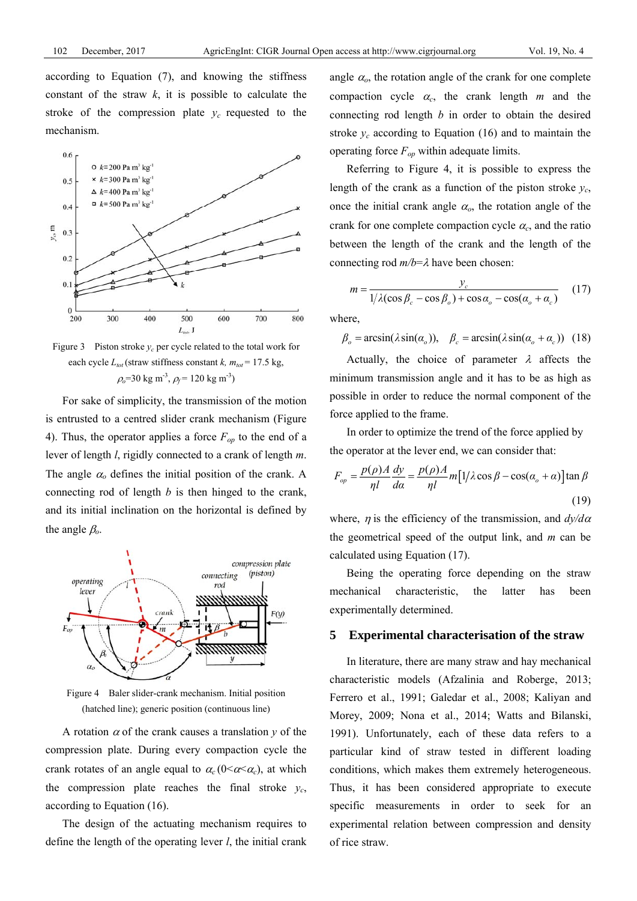according to Equation (7), and knowing the stiffness constant of the straw $k$, it is possible to calculate the stroke of the compression plate $y_c$ requested to the mechanism.

Figure 3 Piston stroke $y_c$ per cycle related to the total work for each cycle $L_{tot}$ (straw stiffness constant $k$, $m_{tot}$ = 17.5 kg, $\rho_o$=30 kg m$^{-3}$, $\rho_f$ = 120 kg m$^{-3}$)

For sake of simplicity, the transmission of the motion is entrusted to a centred slider crank mechanism (Figure 4). Thus, the operator applies a force $F_{op}$ to the end of a lever of length $l$, rigidly connected to a crank of length $m$. The angle $\alpha_o$ defines the initial position of the crank. A connecting rod of length $b$ is then hinged to the crank, and its initial inclination on the horizontal is defined by the angle $\beta_o$.

Figure 4 Baler slider-crank mechanism. Initial position (hatched line); generic position (continuous line)

A rotation $\alpha$ of the crank causes a translation $y$ of the compression plate. During every compaction cycle the crank rotates of an angle equal to $\alpha_c$ ($0<\alpha<\alpha_c$), at which the compression plate reaches the final stroke $y_c$, according to Equation (16).

The design of the actuating mechanism requires to define the length of the operating lever $l$, the initial crank angle $\alpha_o$, the rotation angle of the crank for one complete compaction cycle $\alpha_c$, the crank length $m$ and the connecting rod length $b$ in order to obtain the desired stroke $y_c$ according to Equation (16) and to maintain the operating force $F_{op}$ within adequate limits.

Referring to Figure 4, it is possible to express the length of the crank as a function of the piston stroke $y_c$, once the initial crank angle $\alpha_o$, the rotation angle of the crank for one complete compaction cycle $\alpha_c$, and the ratio between the length of the crank and the length of the connecting rod $m/b=\lambda$ have been chosen:

$$m = \frac{y_c}{1/\lambda(\cos\beta_c - \cos\beta_o) + \cos\alpha_o - \cos(\alpha_o + \alpha_c)} \tag{17}$$

where,

$$\beta_o = \arcsin(\lambda \sin(\alpha_o)), \quad \beta_c = \arcsin(\lambda \sin(\alpha_o + \alpha_c)) \tag{18}$$

Actually, the choice of parameter $\lambda$ affects the minimum transmission angle and it has to be as high as possible in order to reduce the normal component of the force applied to the frame.

In order to optimize the trend of the force applied by the operator at the lever end, we can consider that:

$$F_{op} = \frac{p(\rho)A}{\eta l}\frac{dy}{d\alpha} = \frac{p(\rho)A}{\eta l} m\left[1/\lambda \cos\beta - \cos(\alpha_o + \alpha)\right]\tan\beta \tag{19}$$

where, $\eta$ is the efficiency of the transmission, and $dy/d\alpha$ the geometrical speed of the output link, and $m$ can be calculated using Equation (17).

Being the operating force depending on the straw mechanical characteristic, the latter has been experimentally determined.

## 5 Experimental characterisation of the straw

In literature, there are many straw and hay mechanical characteristic models (Afzalinia and Roberge, 2013; Ferrero et al., 1991; Galedar et al., 2008; Kaliyan and Morey, 2009; Nona et al., 2014; Watts and Bilanski, 1991). Unfortunately, each of these data refers to a particular kind of straw tested in different loading conditions, which makes them extremely heterogeneous. Thus, it has been considered appropriate to execute specific measurements in order to seek for an experimental relation between compression and density of rice straw.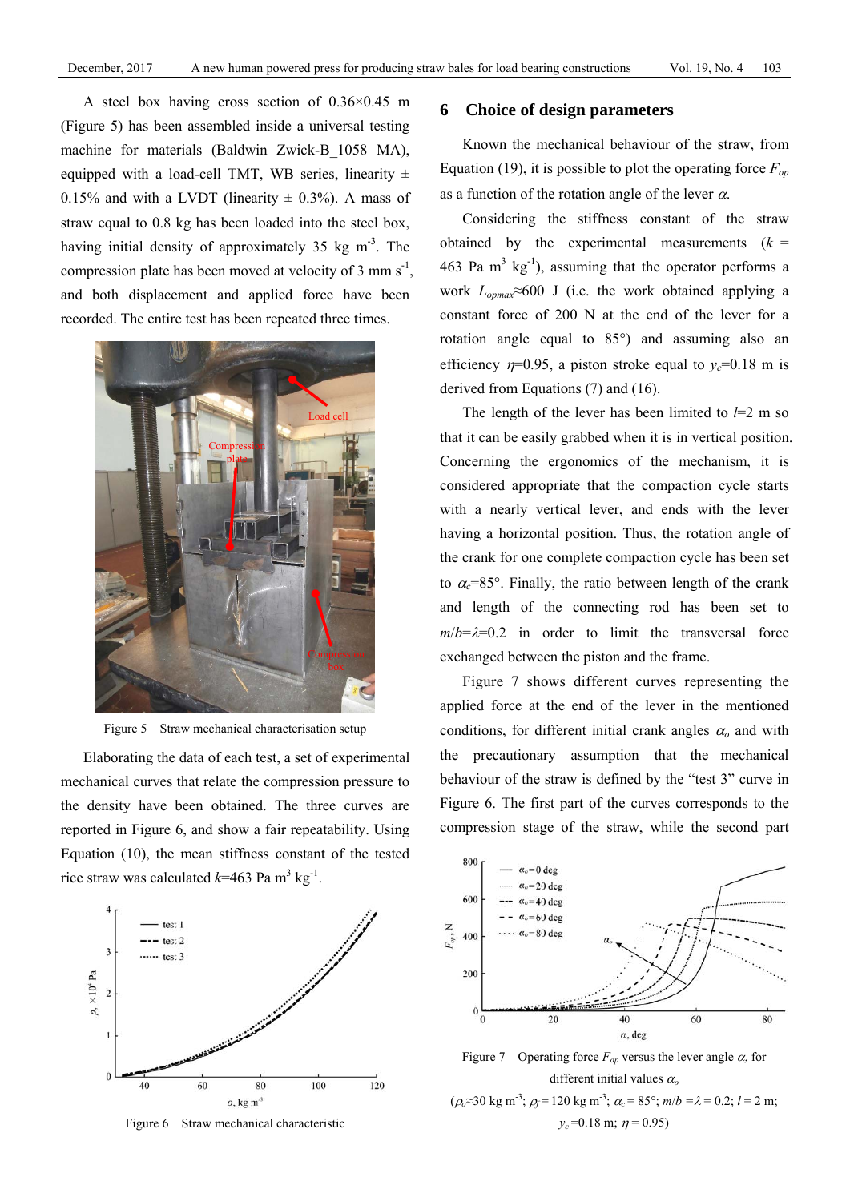A steel box having cross section of 0.36×0.45 m (Figure 5) has been assembled inside a universal testing machine for materials (Baldwin Zwick-B_1058 MA), equipped with a load-cell TMT, WB series, linearity ± 0.15% and with a LVDT (linearity ± 0.3%). A mass of straw equal to 0.8 kg has been loaded into the steel box, having initial density of approximately 35 kg $m^{-3}$. The compression plate has been moved at velocity of 3 mm $s^{-1}$, and both displacement and applied force have been recorded. The entire test has been repeated three times.

Figure 5 Straw mechanical characterisation setup

Elaborating the data of each test, a set of experimental mechanical curves that relate the compression pressure to the density have been obtained. The three curves are reported in Figure 6, and show a fair repeatability. Using Equation (10), the mean stiffness constant of the tested rice straw was calculated $k$=463 Pa $m^3$ $kg^{-1}$.

Figure 6 Straw mechanical characteristic

## 6 Choice of design parameters

Known the mechanical behaviour of the straw, from Equation (19), it is possible to plot the operating force $F_{op}$ as a function of the rotation angle of the lever $\alpha$.

Considering the stiffness constant of the straw obtained by the experimental measurements ($k$ = 463 Pa $m^3$ $kg^{-1}$), assuming that the operator performs a work $L_{opmax}$≈600 J (i.e. the work obtained applying a constant force of 200 N at the end of the lever for a rotation angle equal to 85°) and assuming also an efficiency $\eta$=0.95, a piston stroke equal to $y_c$=0.18 m is derived from Equations (7) and (16).

The length of the lever has been limited to $l$=2 m so that it can be easily grabbed when it is in vertical position. Concerning the ergonomics of the mechanism, it is considered appropriate that the compaction cycle starts with a nearly vertical lever, and ends with the lever having a horizontal position. Thus, the rotation angle of the crank for one complete compaction cycle has been set to $\alpha_c$=85°. Finally, the ratio between length of the crank and length of the connecting rod has been set to $m/b$=$\lambda$=0.2 in order to limit the transversal force exchanged between the piston and the frame.

Figure 7 shows different curves representing the applied force at the end of the lever in the mentioned conditions, for different initial crank angles $\alpha_o$ and with the precautionary assumption that the mechanical behaviour of the straw is defined by the "test 3" curve in Figure 6. The first part of the curves corresponds to the compression stage of the straw, while the second part

Figure 7 Operating force $F_{op}$ versus the lever angle $\alpha$, for different initial values $\alpha_o$
($\rho_o$≈30 kg $m^{-3}$; $\rho_f$ = 120 kg $m^{-3}$; $\alpha_c$ = 85°; $m/b$ = $\lambda$ = 0.2; $l$ = 2 m; $y_c$ =0.18 m; $\eta$ = 0.95)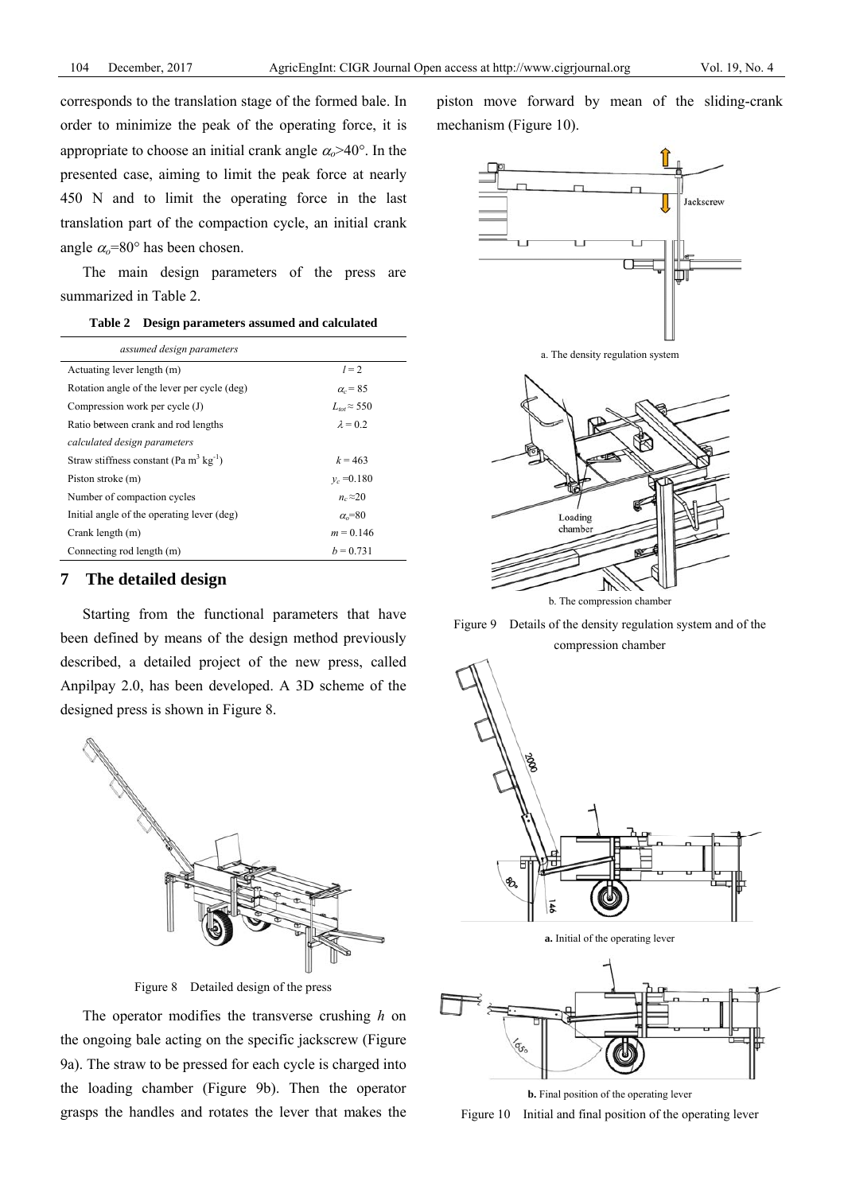corresponds to the translation stage of the formed bale. In order to minimize the peak of the operating force, it is appropriate to choose an initial crank angle $\alpha_o$>40°. In the presented case, aiming to limit the peak force at nearly 450 N and to limit the operating force in the last translation part of the compaction cycle, an initial crank angle $\alpha_o$=80° has been chosen.

The main design parameters of the press are summarized in Table 2.

**Table 2 Design parameters assumed and calculated**

| *assumed design parameters* | |
|---|---|
| Actuating lever length (m) | $l = 2$ |
| Rotation angle of the lever per cycle (deg) | $\alpha_c = 85$ |
| Compression work per cycle (J) | $L_{tot} \approx 550$ |
| Ratio between crank and rod lengths | $\lambda = 0.2$ |
| *calculated design parameters* | |
| Straw stiffness constant (Pa m$^3$ kg$^{-1}$) | $k = 463$ |
| Piston stroke (m) | $y_c$ =0.180 |
| Number of compaction cycles | $n_c \approx 20$ |
| Initial angle of the operating lever (deg) | $\alpha_o$=80 |
| Crank length (m) | $m = 0.146$ |
| Connecting rod length (m) | $b = 0.731$ |

## 7 The detailed design

Starting from the functional parameters that have been defined by means of the design method previously described, a detailed project of the new press, called Anpilpay 2.0, has been developed. A 3D scheme of the designed press is shown in Figure 8.

Figure 8 Detailed design of the press

The operator modifies the transverse crushing *h* on the ongoing bale acting on the specific jackscrew (Figure 9a). The straw to be pressed for each cycle is charged into the loading chamber (Figure 9b). Then the operator grasps the handles and rotates the lever that makes the piston move forward by mean of the sliding-crank mechanism (Figure 10).

a. The density regulation system

b. The compression chamber

Figure 9 Details of the density regulation system and of the compression chamber

**a.** Initial of the operating lever

**b.** Final position of the operating lever

Figure 10 Initial and final position of the operating lever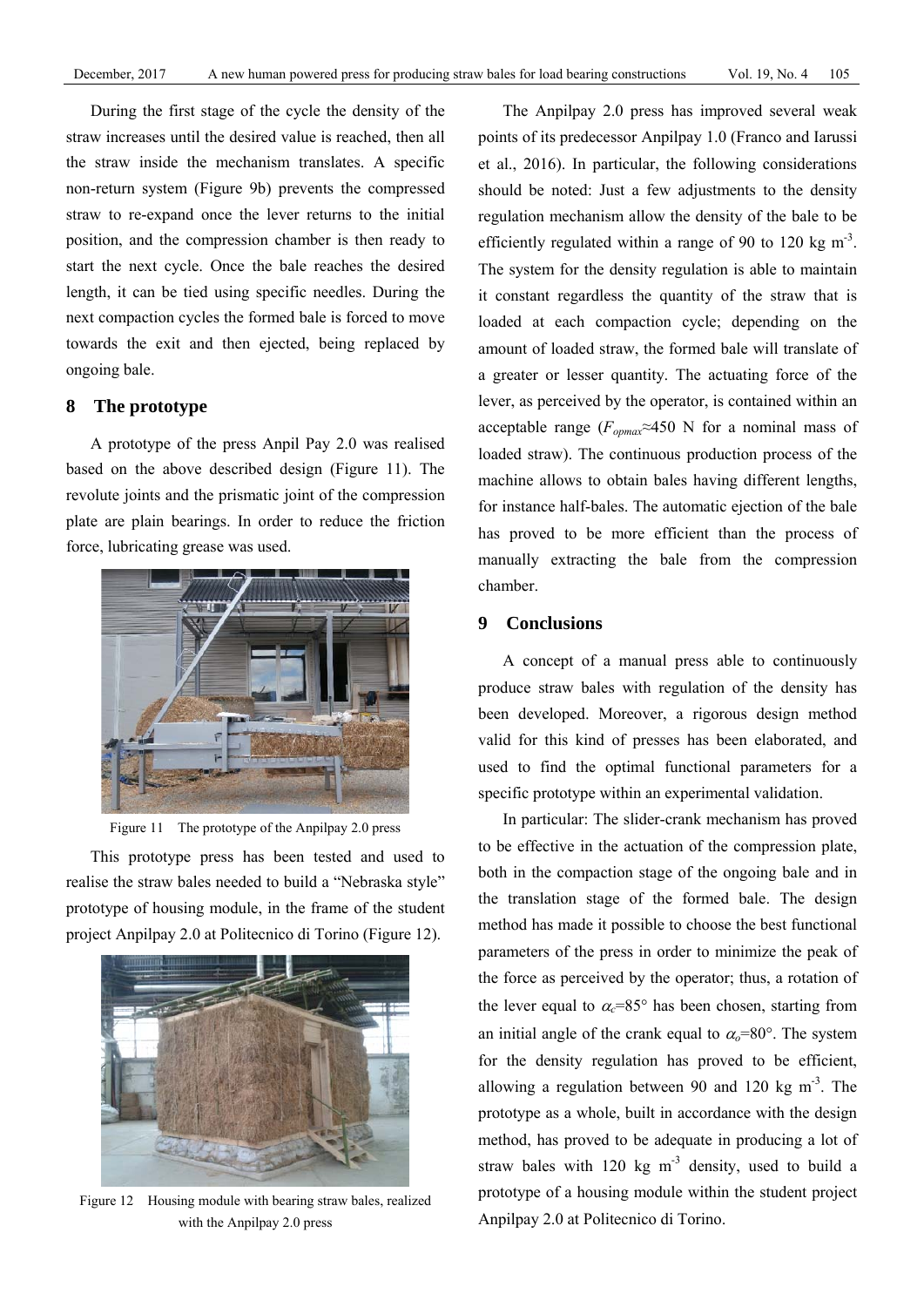During the first stage of the cycle the density of the straw increases until the desired value is reached, then all the straw inside the mechanism translates. A specific non-return system (Figure 9b) prevents the compressed straw to re-expand once the lever returns to the initial position, and the compression chamber is then ready to start the next cycle. Once the bale reaches the desired length, it can be tied using specific needles. During the next compaction cycles the formed bale is forced to move towards the exit and then ejected, being replaced by ongoing bale.

## 8 The prototype

A prototype of the press Anpil Pay 2.0 was realised based on the above described design (Figure 11). The revolute joints and the prismatic joint of the compression plate are plain bearings. In order to reduce the friction force, lubricating grease was used.

Figure 11 The prototype of the Anpilpay 2.0 press

This prototype press has been tested and used to realise the straw bales needed to build a "Nebraska style" prototype of housing module, in the frame of the student project Anpilpay 2.0 at Politecnico di Torino (Figure 12).

Figure 12 Housing module with bearing straw bales, realized with the Anpilpay 2.0 press

The Anpilpay 2.0 press has improved several weak points of its predecessor Anpilpay 1.0 (Franco and Iarussi et al., 2016). In particular, the following considerations should be noted: Just a few adjustments to the density regulation mechanism allow the density of the bale to be efficiently regulated within a range of 90 to 120 kg $m^{-3}$. The system for the density regulation is able to maintain it constant regardless the quantity of the straw that is loaded at each compaction cycle; depending on the amount of loaded straw, the formed bale will translate of a greater or lesser quantity. The actuating force of the lever, as perceived by the operator, is contained within an acceptable range ($F_{opmax}$≈450 N for a nominal mass of loaded straw). The continuous production process of the machine allows to obtain bales having different lengths, for instance half-bales. The automatic ejection of the bale has proved to be more efficient than the process of manually extracting the bale from the compression chamber.

## 9 Conclusions

A concept of a manual press able to continuously produce straw bales with regulation of the density has been developed. Moreover, a rigorous design method valid for this kind of presses has been elaborated, and used to find the optimal functional parameters for a specific prototype within an experimental validation.

In particular: The slider-crank mechanism has proved to be effective in the actuation of the compression plate, both in the compaction stage of the ongoing bale and in the translation stage of the formed bale. The design method has made it possible to choose the best functional parameters of the press in order to minimize the peak of the force as perceived by the operator; thus, a rotation of the lever equal to $\alpha_c$=85° has been chosen, starting from an initial angle of the crank equal to $\alpha_o$=80°. The system for the density regulation has proved to be efficient, allowing a regulation between 90 and 120 kg $m^{-3}$. The prototype as a whole, built in accordance with the design method, has proved to be adequate in producing a lot of straw bales with 120 kg $m^{-3}$ density, used to build a prototype of a housing module within the student project Anpilpay 2.0 at Politecnico di Torino.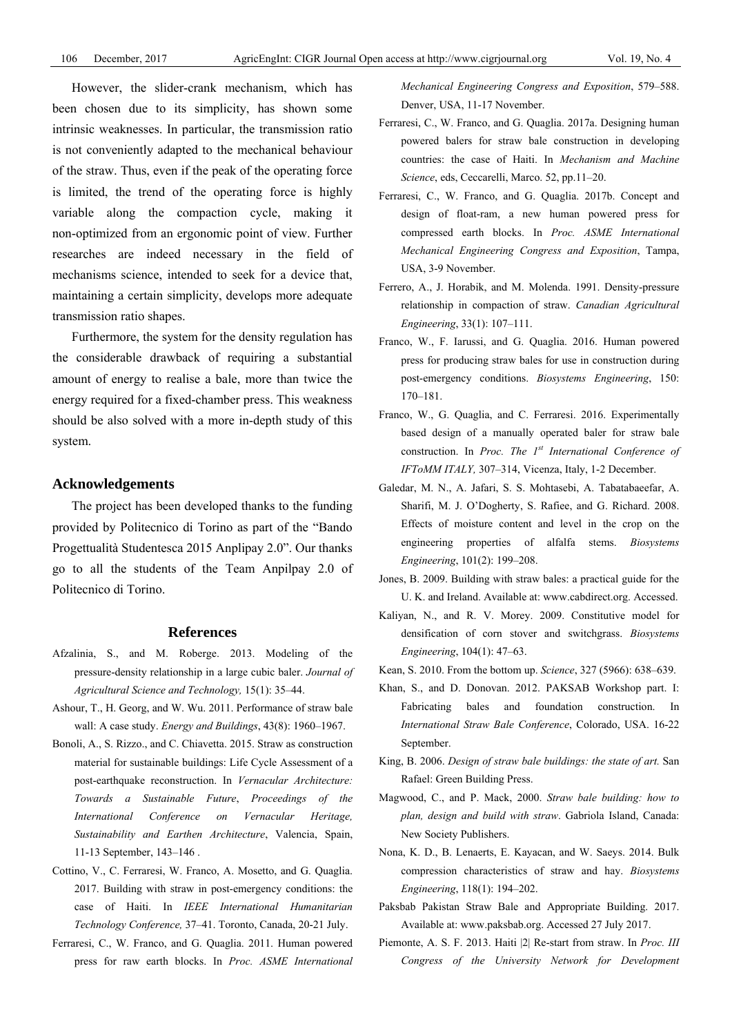However, the slider-crank mechanism, which has been chosen due to its simplicity, has shown some intrinsic weaknesses. In particular, the transmission ratio is not conveniently adapted to the mechanical behaviour of the straw. Thus, even if the peak of the operating force is limited, the trend of the operating force is highly variable along the compaction cycle, making it non-optimized from an ergonomic point of view. Further researches are indeed necessary in the field of mechanisms science, intended to seek for a device that, maintaining a certain simplicity, develops more adequate transmission ratio shapes.

Furthermore, the system for the density regulation has the considerable drawback of requiring a substantial amount of energy to realise a bale, more than twice the energy required for a fixed-chamber press. This weakness should be also solved with a more in-depth study of this system.

## Acknowledgements

The project has been developed thanks to the funding provided by Politecnico di Torino as part of the "Bando Progettualità Studentesca 2015 Anplipay 2.0". Our thanks go to all the students of the Team Anpilpay 2.0 of Politecnico di Torino.

## References

Afzalinia, S., and M. Roberge. 2013. Modeling of the pressure-density relationship in a large cubic baler. *Journal of Agricultural Science and Technology,* 15(1): 35–44.

Ashour, T., H. Georg, and W. Wu. 2011. Performance of straw bale wall: A case study. *Energy and Buildings*, 43(8): 1960–1967.

Bonoli, A., S. Rizzo., and C. Chiavetta. 2015. Straw as construction material for sustainable buildings: Life Cycle Assessment of a post-earthquake reconstruction. In *Vernacular Architecture: Towards a Sustainable Future*, *Proceedings of the International Conference on Vernacular Heritage, Sustainability and Earthen Architecture*, Valencia, Spain, 11-13 September, 143–146 .

Cottino, V., C. Ferraresi, W. Franco, A. Mosetto, and G. Quaglia. 2017. Building with straw in post-emergency conditions: the case of Haiti. In *IEEE International Humanitarian Technology Conference,* 37–41. Toronto, Canada, 20-21 July.

Ferraresi, C., W. Franco, and G. Quaglia. 2011. Human powered press for raw earth blocks. In *Proc. ASME International Mechanical Engineering Congress and Exposition*, 579–588. Denver, USA, 11-17 November.

Ferraresi, C., W. Franco, and G. Quaglia. 2017a. Designing human powered balers for straw bale construction in developing countries: the case of Haiti. In *Mechanism and Machine Science*, eds, Ceccarelli, Marco. 52, pp.11–20.

Ferraresi, C., W. Franco, and G. Quaglia. 2017b. Concept and design of float-ram, a new human powered press for compressed earth blocks. In *Proc. ASME International Mechanical Engineering Congress and Exposition*, Tampa, USA, 3-9 November.

Ferrero, A., J. Horabik, and M. Molenda. 1991. Density-pressure relationship in compaction of straw. *Canadian Agricultural Engineering*, 33(1): 107–111.

Franco, W., F. Iarussi, and G. Quaglia. 2016. Human powered press for producing straw bales for use in construction during post-emergency conditions. *Biosystems Engineering*, 150: 170–181.

Franco, W., G. Quaglia, and C. Ferraresi. 2016. Experimentally based design of a manually operated baler for straw bale construction. In *Proc. The 1st International Conference of IFToMM ITALY,* 307–314, Vicenza, Italy, 1-2 December.

Galedar, M. N., A. Jafari, S. S. Mohtasebi, A. Tabatabaeefar, A. Sharifi, M. J. O'Dogherty, S. Rafiee, and G. Richard. 2008. Effects of moisture content and level in the crop on the engineering properties of alfalfa stems. *Biosystems Engineering*, 101(2): 199–208.

Jones, B. 2009. Building with straw bales: a practical guide for the U. K. and Ireland. Available at: www.cabdirect.org. Accessed.

Kaliyan, N., and R. V. Morey. 2009. Constitutive model for densification of corn stover and switchgrass. *Biosystems Engineering*, 104(1): 47–63.

Kean, S. 2010. From the bottom up. *Science*, 327 (5966): 638–639.

Khan, S., and D. Donovan. 2012. PAKSAB Workshop part. I: Fabricating bales and foundation construction. In *International Straw Bale Conference*, Colorado, USA. 16-22 September.

King, B. 2006. *Design of straw bale buildings: the state of art.* San Rafael: Green Building Press.

Magwood, C., and P. Mack, 2000. *Straw bale building: how to plan, design and build with straw*. Gabriola Island, Canada: New Society Publishers.

Nona, K. D., B. Lenaerts, E. Kayacan, and W. Saeys. 2014. Bulk compression characteristics of straw and hay. *Biosystems Engineering*, 118(1): 194–202.

Paksbab Pakistan Straw Bale and Appropriate Building. 2017. Available at: www.paksbab.org. Accessed 27 July 2017.

Piemonte, A. S. F. 2013. Haiti |2| Re-start from straw. In *Proc. III Congress of the University Network for Development*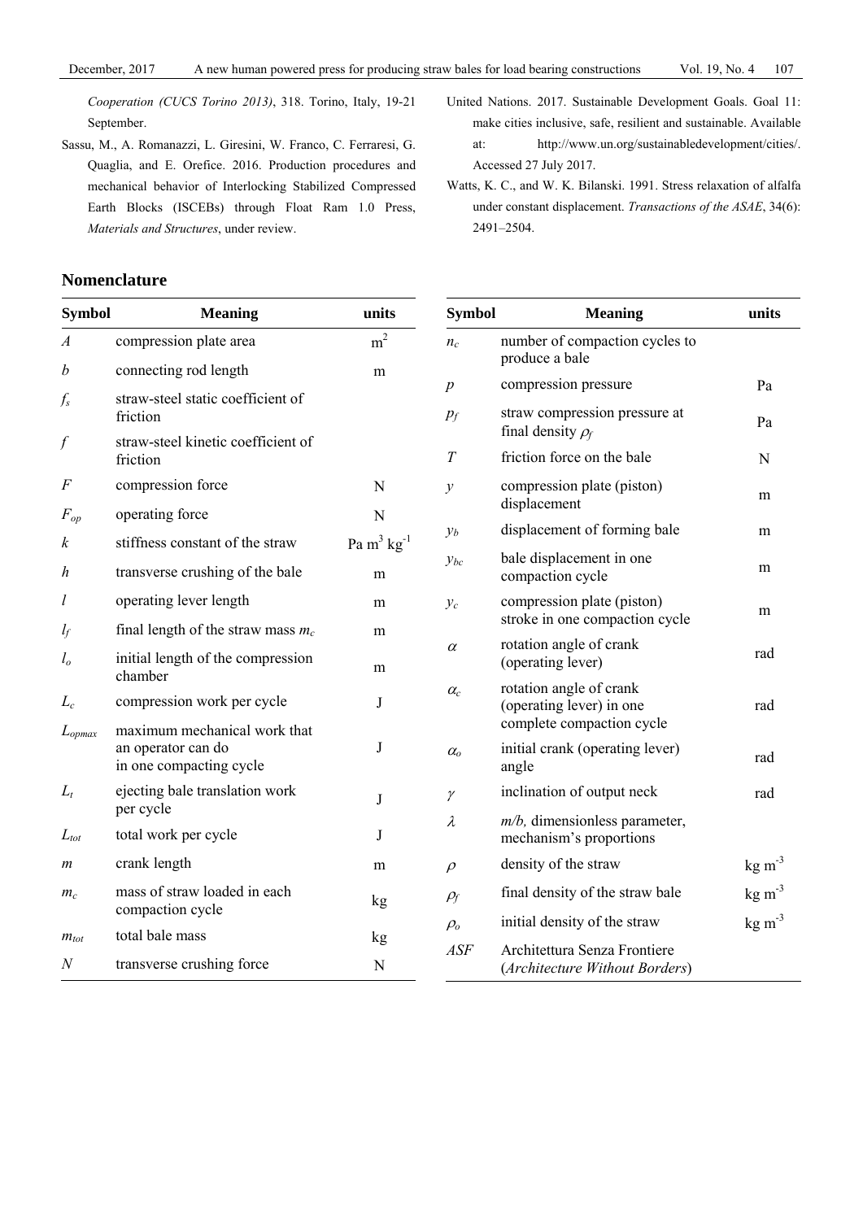*Cooperation (CUCS Torino 2013)*, 318. Torino, Italy, 19-21 September.

Sassu, M., A. Romanazzi, L. Giresini, W. Franco, C. Ferraresi, G. Quaglia, and E. Orefice. 2016. Production procedures and mechanical behavior of Interlocking Stabilized Compressed Earth Blocks (ISCEBs) through Float Ram 1.0 Press, *Materials and Structures*, under review.

United Nations. 2017. Sustainable Development Goals. Goal 11: make cities inclusive, safe, resilient and sustainable. Available at: http://www.un.org/sustainabledevelopment/cities/. Accessed 27 July 2017.

Watts, K. C., and W. K. Bilanski. 1991. Stress relaxation of alfalfa under constant displacement. *Transactions of the ASAE*, 34(6): 2491–2504.

## Nomenclature

| Symbol | Meaning | units |
|---|---|---|
| $A$ | compression plate area | $m^2$ |
| $b$ | connecting rod length | m |
| $f_s$ | straw-steel static coefficient of friction | |
| $f$ | straw-steel kinetic coefficient of friction | |
| $F$ | compression force | N |
| $F_{op}$ | operating force | N |
| $k$ | stiffness constant of the straw | Pa $m^3$ $kg^{-1}$ |
| $h$ | transverse crushing of the bale | m |
| $l$ | operating lever length | m |
| $l_f$ | final length of the straw mass $m_c$ | m |
| $l_o$ | initial length of the compression chamber | m |
| $L_c$ | compression work per cycle | J |
| $L_{opmax}$ | maximum mechanical work that an operator can do in one compacting cycle | J |
| $L_t$ | ejecting bale translation work per cycle | J |
| $L_{tot}$ | total work per cycle | J |
| $m$ | crank length | m |
| $m_c$ | mass of straw loaded in each compaction cycle | kg |
| $m_{tot}$ | total bale mass | kg |
| $N$ | transverse crushing force | N |
| $n_c$ | number of compaction cycles to produce a bale | |
| $p$ | compression pressure | Pa |
| $p_f$ | straw compression pressure at final density $\rho_f$ | Pa |
| $T$ | friction force on the bale | N |
| $y$ | compression plate (piston) displacement | m |
| $y_b$ | displacement of forming bale | m |
| $y_{bc}$ | bale displacement in one compaction cycle | m |
| $y_c$ | compression plate (piston) stroke in one compaction cycle | m |
| $\alpha$ | rotation angle of crank (operating lever) | rad |
| $\alpha_c$ | rotation angle of crank (operating lever) in one complete compaction cycle | rad |
| $\alpha_o$ | initial crank (operating lever) angle | rad |
| $\gamma$ | inclination of output neck | rad |
| $\lambda$ | $m/b$, dimensionless parameter, mechanism's proportions | |
| $\rho$ | density of the straw | kg $m^{-3}$ |
| $\rho_f$ | final density of the straw bale | kg $m^{-3}$ |
| $\rho_o$ | initial density of the straw | kg $m^{-3}$ |
| $ASF$ | Architettura Senza Frontiere (*Architecture Without Borders*) | |